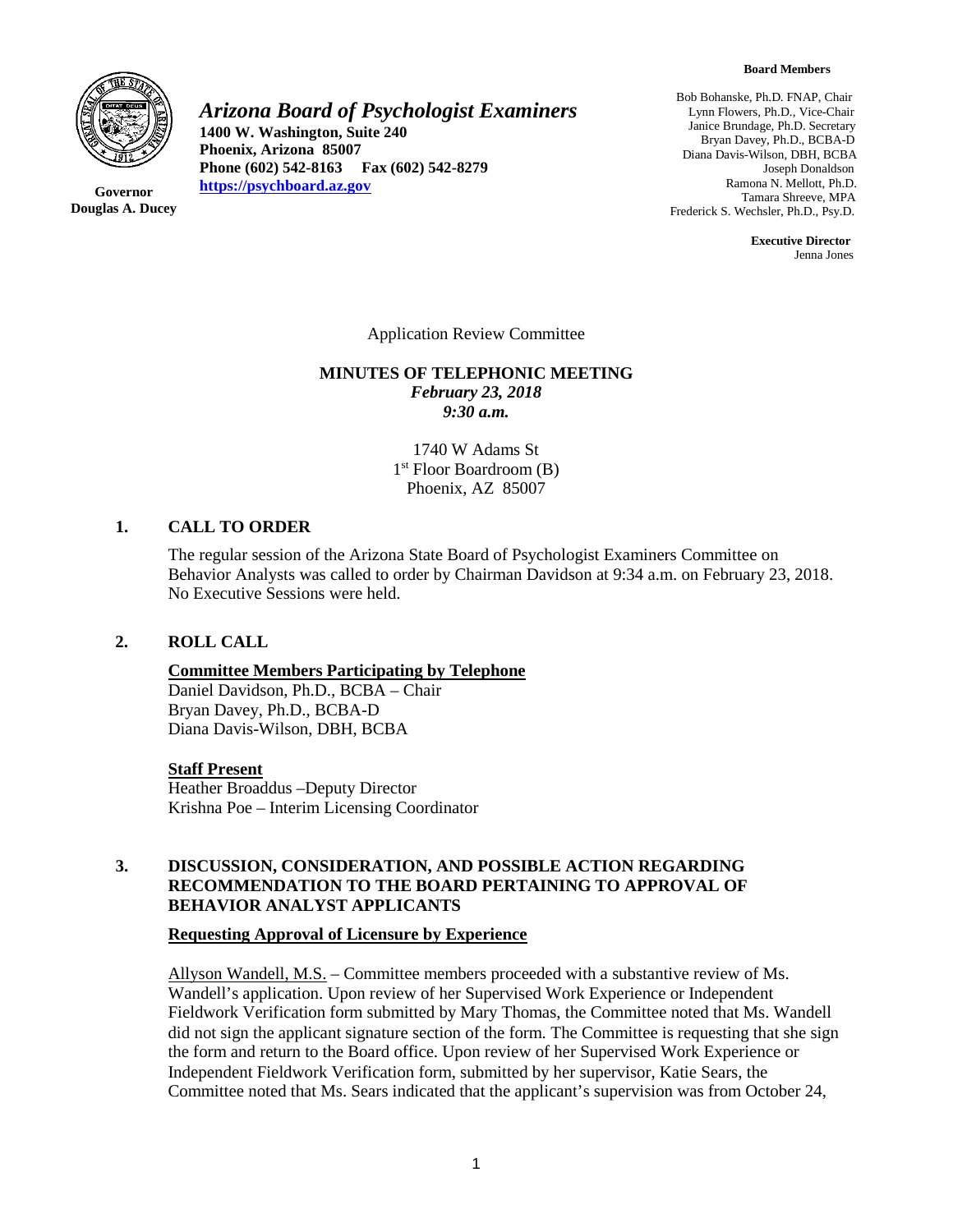**Board Members**

Bob Bohanske, Ph.D. FNAP, Chair
Lynn Flowers, Ph.D., Vice-Chair
Janice Brundage, Ph.D. Secretary
Bryan Davey, Ph.D., BCBA-D
Diana Davis-Wilson, DBH, BCBA
Joseph Donaldson
Ramona N. Mellott, Ph.D.
Tamara Shreeve, MPA
Frederick S. Wechsler, Ph.D., Psy.D.

**Executive Director**
Jenna Jones

*Arizona Board of Psychologist Examiners*
**1400 W. Washington, Suite 240**
**Phoenix, Arizona 85007**
**Phone (602) 542-8163 Fax (602) 542-8279**
**https://psychboard.az.gov**

**Governor**
**Douglas A. Ducey**

Application Review Committee

**MINUTES OF TELEPHONIC MEETING**
***February 23, 2018***
***9:30 a.m.***

1740 W Adams St
1st Floor Boardroom (B)
Phoenix, AZ 85007

## 1. CALL TO ORDER

The regular session of the Arizona State Board of Psychologist Examiners Committee on Behavior Analysts was called to order by Chairman Davidson at 9:34 a.m. on February 23, 2018. No Executive Sessions were held.

## 2. ROLL CALL

**Committee Members Participating by Telephone**
Daniel Davidson, Ph.D., BCBA – Chair
Bryan Davey, Ph.D., BCBA-D
Diana Davis-Wilson, DBH, BCBA

**Staff Present**
Heather Broaddus –Deputy Director
Krishna Poe – Interim Licensing Coordinator

## 3. DISCUSSION, CONSIDERATION, AND POSSIBLE ACTION REGARDING RECOMMENDATION TO THE BOARD PERTAINING TO APPROVAL OF BEHAVIOR ANALYST APPLICANTS

**Requesting Approval of Licensure by Experience**

Allyson Wandell, M.S. – Committee members proceeded with a substantive review of Ms. Wandell's application. Upon review of her Supervised Work Experience or Independent Fieldwork Verification form submitted by Mary Thomas, the Committee noted that Ms. Wandell did not sign the applicant signature section of the form. The Committee is requesting that she sign the form and return to the Board office. Upon review of her Supervised Work Experience or Independent Fieldwork Verification form, submitted by her supervisor, Katie Sears, the Committee noted that Ms. Sears indicated that the applicant's supervision was from October 24,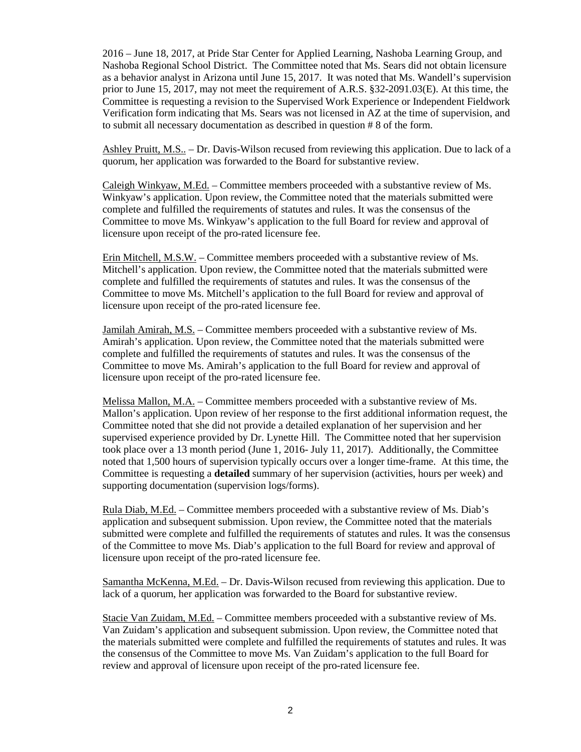2016 – June 18, 2017, at Pride Star Center for Applied Learning, Nashoba Learning Group, and Nashoba Regional School District. The Committee noted that Ms. Sears did not obtain licensure as a behavior analyst in Arizona until June 15, 2017. It was noted that Ms. Wandell's supervision prior to June 15, 2017, may not meet the requirement of A.R.S. §32-2091.03(E). At this time, the Committee is requesting a revision to the Supervised Work Experience or Independent Fieldwork Verification form indicating that Ms. Sears was not licensed in AZ at the time of supervision, and to submit all necessary documentation as described in question # 8 of the form.

Ashley Pruitt, M.S.. – Dr. Davis-Wilson recused from reviewing this application. Due to lack of a quorum, her application was forwarded to the Board for substantive review.

Caleigh Winkyaw, M.Ed. – Committee members proceeded with a substantive review of Ms. Winkyaw's application. Upon review, the Committee noted that the materials submitted were complete and fulfilled the requirements of statutes and rules. It was the consensus of the Committee to move Ms. Winkyaw's application to the full Board for review and approval of licensure upon receipt of the pro-rated licensure fee.

Erin Mitchell, M.S.W. – Committee members proceeded with a substantive review of Ms. Mitchell's application. Upon review, the Committee noted that the materials submitted were complete and fulfilled the requirements of statutes and rules. It was the consensus of the Committee to move Ms. Mitchell's application to the full Board for review and approval of licensure upon receipt of the pro-rated licensure fee.

Jamilah Amirah, M.S. – Committee members proceeded with a substantive review of Ms. Amirah's application. Upon review, the Committee noted that the materials submitted were complete and fulfilled the requirements of statutes and rules. It was the consensus of the Committee to move Ms. Amirah's application to the full Board for review and approval of licensure upon receipt of the pro-rated licensure fee.

Melissa Mallon, M.A. – Committee members proceeded with a substantive review of Ms. Mallon's application. Upon review of her response to the first additional information request, the Committee noted that she did not provide a detailed explanation of her supervision and her supervised experience provided by Dr. Lynette Hill. The Committee noted that her supervision took place over a 13 month period (June 1, 2016- July 11, 2017). Additionally, the Committee noted that 1,500 hours of supervision typically occurs over a longer time-frame. At this time, the Committee is requesting a **detailed** summary of her supervision (activities, hours per week) and supporting documentation (supervision logs/forms).

Rula Diab, M.Ed. – Committee members proceeded with a substantive review of Ms. Diab's application and subsequent submission. Upon review, the Committee noted that the materials submitted were complete and fulfilled the requirements of statutes and rules. It was the consensus of the Committee to move Ms. Diab's application to the full Board for review and approval of licensure upon receipt of the pro-rated licensure fee.

Samantha McKenna, M.Ed. – Dr. Davis-Wilson recused from reviewing this application. Due to lack of a quorum, her application was forwarded to the Board for substantive review.

Stacie Van Zuidam, M.Ed. – Committee members proceeded with a substantive review of Ms. Van Zuidam's application and subsequent submission. Upon review, the Committee noted that the materials submitted were complete and fulfilled the requirements of statutes and rules. It was the consensus of the Committee to move Ms. Van Zuidam's application to the full Board for review and approval of licensure upon receipt of the pro-rated licensure fee.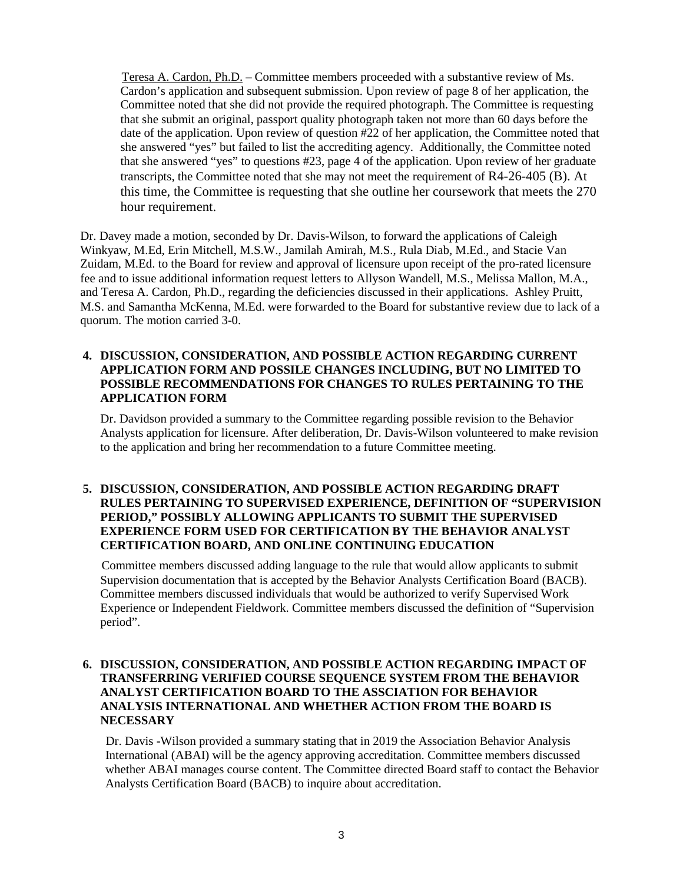Teresa A. Cardon, Ph.D. – Committee members proceeded with a substantive review of Ms. Cardon's application and subsequent submission. Upon review of page 8 of her application, the Committee noted that she did not provide the required photograph. The Committee is requesting that she submit an original, passport quality photograph taken not more than 60 days before the date of the application. Upon review of question #22 of her application, the Committee noted that she answered "yes" but failed to list the accrediting agency. Additionally, the Committee noted that she answered "yes" to questions #23, page 4 of the application. Upon review of her graduate transcripts, the Committee noted that she may not meet the requirement of R4-26-405 (B). At this time, the Committee is requesting that she outline her coursework that meets the 270 hour requirement.

Dr. Davey made a motion, seconded by Dr. Davis-Wilson, to forward the applications of Caleigh Winkyaw, M.Ed, Erin Mitchell, M.S.W., Jamilah Amirah, M.S., Rula Diab, M.Ed., and Stacie Van Zuidam, M.Ed. to the Board for review and approval of licensure upon receipt of the pro-rated licensure fee and to issue additional information request letters to Allyson Wandell, M.S., Melissa Mallon, M.A., and Teresa A. Cardon, Ph.D., regarding the deficiencies discussed in their applications. Ashley Pruitt, M.S. and Samantha McKenna, M.Ed. were forwarded to the Board for substantive review due to lack of a quorum. The motion carried 3-0.

**4. DISCUSSION, CONSIDERATION, AND POSSIBLE ACTION REGARDING CURRENT APPLICATION FORM AND POSSILE CHANGES INCLUDING, BUT NO LIMITED TO POSSIBLE RECOMMENDATIONS FOR CHANGES TO RULES PERTAINING TO THE APPLICATION FORM**

Dr. Davidson provided a summary to the Committee regarding possible revision to the Behavior Analysts application for licensure. After deliberation, Dr. Davis-Wilson volunteered to make revision to the application and bring her recommendation to a future Committee meeting.

**5. DISCUSSION, CONSIDERATION, AND POSSIBLE ACTION REGARDING DRAFT RULES PERTAINING TO SUPERVISED EXPERIENCE, DEFINITION OF "SUPERVISION PERIOD," POSSIBLY ALLOWING APPLICANTS TO SUBMIT THE SUPERVISED EXPERIENCE FORM USED FOR CERTIFICATION BY THE BEHAVIOR ANALYST CERTIFICATION BOARD, AND ONLINE CONTINUING EDUCATION**

Committee members discussed adding language to the rule that would allow applicants to submit Supervision documentation that is accepted by the Behavior Analysts Certification Board (BACB). Committee members discussed individuals that would be authorized to verify Supervised Work Experience or Independent Fieldwork. Committee members discussed the definition of "Supervision period".

**6. DISCUSSION, CONSIDERATION, AND POSSIBLE ACTION REGARDING IMPACT OF TRANSFERRING VERIFIED COURSE SEQUENCE SYSTEM FROM THE BEHAVIOR ANALYST CERTIFICATION BOARD TO THE ASSCIATION FOR BEHAVIOR ANALYSIS INTERNATIONAL AND WHETHER ACTION FROM THE BOARD IS NECESSARY**

Dr. Davis -Wilson provided a summary stating that in 2019 the Association Behavior Analysis International (ABAI) will be the agency approving accreditation. Committee members discussed whether ABAI manages course content. The Committee directed Board staff to contact the Behavior Analysts Certification Board (BACB) to inquire about accreditation.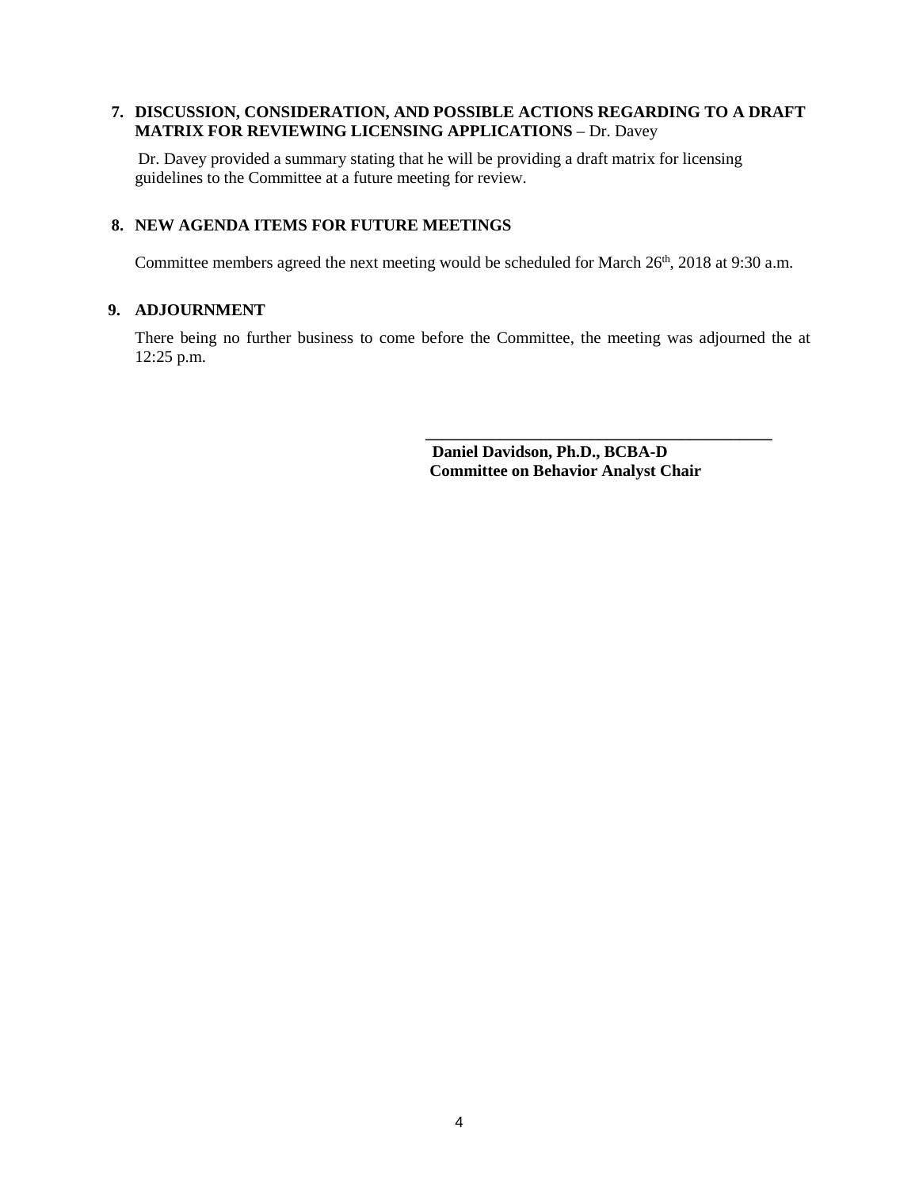**7. DISCUSSION, CONSIDERATION, AND POSSIBLE ACTIONS REGARDING TO A DRAFT MATRIX FOR REVIEWING LICENSING APPLICATIONS** – Dr. Davey

Dr. Davey provided a summary stating that he will be providing a draft matrix for licensing guidelines to the Committee at a future meeting for review.

**8. NEW AGENDA ITEMS FOR FUTURE MEETINGS**

Committee members agreed the next meeting would be scheduled for March 26th, 2018 at 9:30 a.m.

**9. ADJOURNMENT**

There being no further business to come before the Committee, the meeting was adjourned the at 12:25 p.m.

\_\_\_\_\_\_\_\_\_\_\_\_\_\_\_\_\_\_\_\_\_\_\_\_\_\_\_\_\_\_\_\_\_\_\_\_\_\_\_\_\_\_\_\_

**Daniel Davidson, Ph.D., BCBA-D**
**Committee on Behavior Analyst Chair**